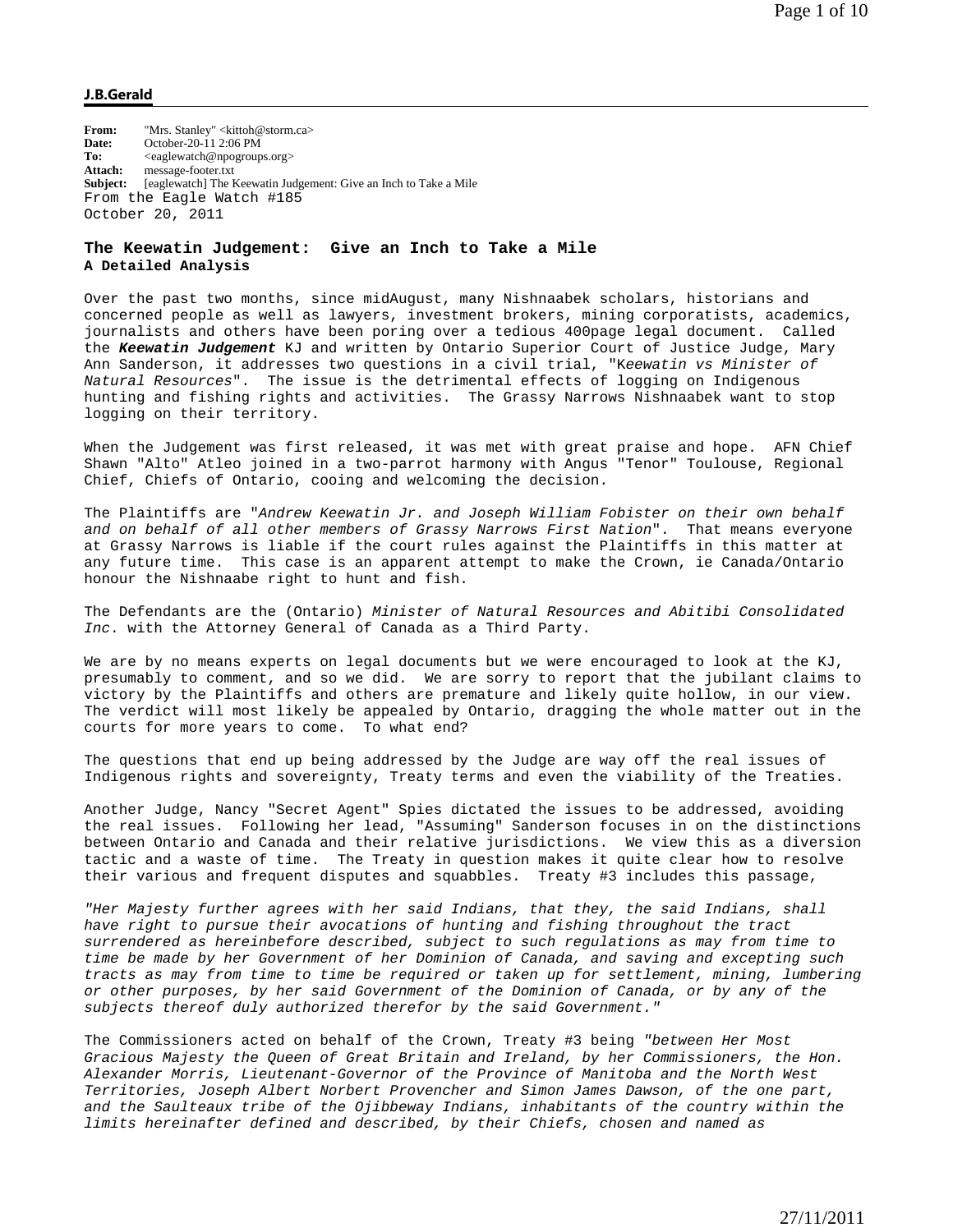**J.B.Gerald**

**From:** "Mrs. Stanley" <kittoh@storm.ca>
**Date:** October-20-11 2:06 PM
**To:** <eaglewatch@npogroups.org>
**Attach:** message-footer.txt
**Subject:** [eaglewatch] The Keewatin Judgement: Give an Inch to Take a Mile

From the Eagle Watch #185
October 20, 2011

## The Keewatin Judgement: Give an Inch to Take a Mile
### A Detailed Analysis

Over the past two months, since midAugust, many Nishnaabek scholars, historians and concerned people as well as lawyers, investment brokers, mining corporatists, academics, journalists and others have been poring over a tedious 400page legal document. Called the ***Keewatin Judgement*** KJ and written by Ontario Superior Court of Justice Judge, Mary Ann Sanderson, it addresses two questions in a civil trial, "*Keewatin vs Minister of Natural Resources*". The issue is the detrimental effects of logging on Indigenous hunting and fishing rights and activities. The Grassy Narrows Nishnaabek want to stop logging on their territory.

When the Judgement was first released, it was met with great praise and hope. AFN Chief Shawn "Alto" Atleo joined in a two-parrot harmony with Angus "Tenor" Toulouse, Regional Chief, Chiefs of Ontario, cooing and welcoming the decision.

The Plaintiffs are "*Andrew Keewatin Jr. and Joseph William Fobister on their own behalf and on behalf of all other members of Grassy Narrows First Nation*". That means everyone at Grassy Narrows is liable if the court rules against the Plaintiffs in this matter at any future time. This case is an apparent attempt to make the Crown, ie Canada/Ontario honour the Nishnaabe right to hunt and fish.

The Defendants are the (Ontario) *Minister of Natural Resources and Abitibi Consolidated Inc.* with the Attorney General of Canada as a Third Party.

We are by no means experts on legal documents but we were encouraged to look at the KJ, presumably to comment, and so we did. We are sorry to report that the jubilant claims to victory by the Plaintiffs and others are premature and likely quite hollow, in our view. The verdict will most likely be appealed by Ontario, dragging the whole matter out in the courts for more years to come. To what end?

The questions that end up being addressed by the Judge are way off the real issues of Indigenous rights and sovereignty, Treaty terms and even the viability of the Treaties.

Another Judge, Nancy "Secret Agent" Spies dictated the issues to be addressed, avoiding the real issues. Following her lead, "Assuming" Sanderson focuses in on the distinctions between Ontario and Canada and their relative jurisdictions. We view this as a diversion tactic and a waste of time. The Treaty in question makes it quite clear how to resolve their various and frequent disputes and squabbles. Treaty #3 includes this passage,

*"Her Majesty further agrees with her said Indians, that they, the said Indians, shall have right to pursue their avocations of hunting and fishing throughout the tract surrendered as hereinbefore described, subject to such regulations as may from time to time be made by her Government of her Dominion of Canada, and saving and excepting such tracts as may from time to time be required or taken up for settlement, mining, lumbering or other purposes, by her said Government of the Dominion of Canada, or by any of the subjects thereof duly authorized therefor by the said Government."*

The Commissioners acted on behalf of the Crown, Treaty #3 being *"between Her Most Gracious Majesty the Queen of Great Britain and Ireland, by her Commissioners, the Hon. Alexander Morris, Lieutenant-Governor of the Province of Manitoba and the North West Territories, Joseph Albert Norbert Provencher and Simon James Dawson, of the one part, and the Saulteaux tribe of the Ojibbeway Indians, inhabitants of the country within the limits hereinafter defined and described, by their Chiefs, chosen and named as*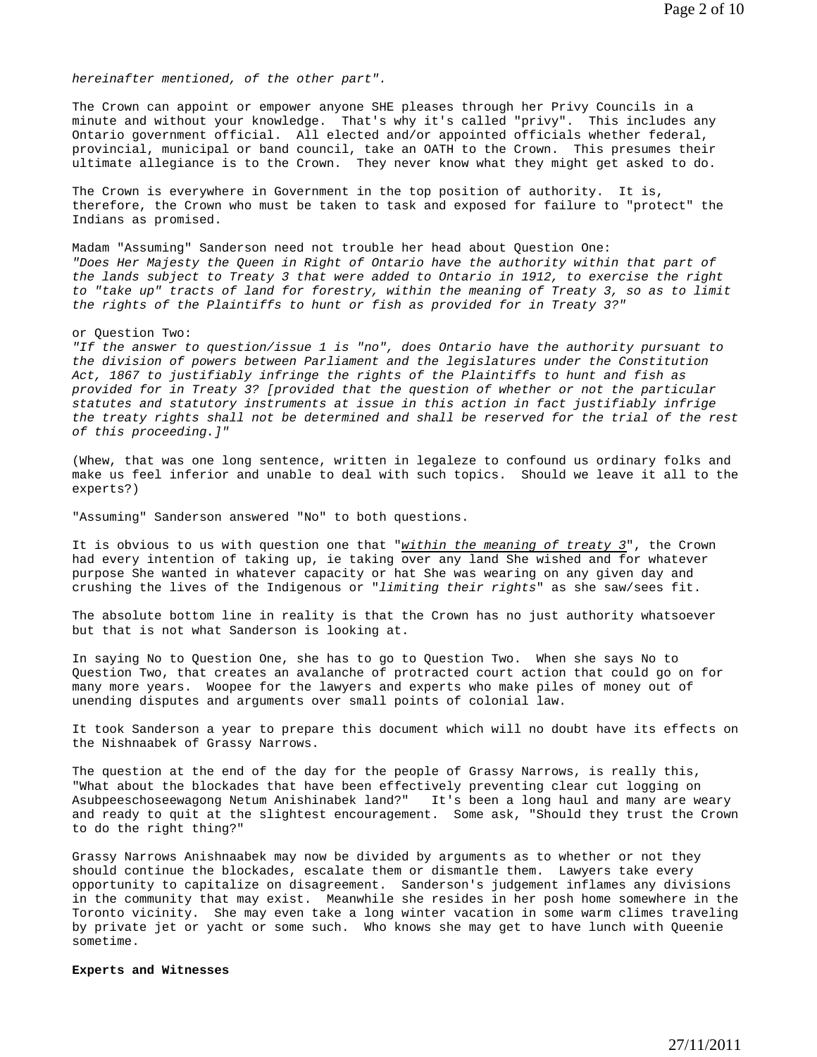*hereinafter mentioned, of the other part".*

The Crown can appoint or empower anyone SHE pleases through her Privy Councils in a minute and without your knowledge. That's why it's called "privy". This includes any Ontario government official. All elected and/or appointed officials whether federal, provincial, municipal or band council, take an OATH to the Crown. This presumes their ultimate allegiance is to the Crown. They never know what they might get asked to do.

The Crown is everywhere in Government in the top position of authority. It is, therefore, the Crown who must be taken to task and exposed for failure to "protect" the Indians as promised.

Madam "Assuming" Sanderson need not trouble her head about Question One:
*"Does Her Majesty the Queen in Right of Ontario have the authority within that part of the lands subject to Treaty 3 that were added to Ontario in 1912, to exercise the right to "take up" tracts of land for forestry, within the meaning of Treaty 3, so as to limit the rights of the Plaintiffs to hunt or fish as provided for in Treaty 3?"*

or Question Two:
*"If the answer to question/issue 1 is "no", does Ontario have the authority pursuant to the division of powers between Parliament and the legislatures under the Constitution Act, 1867 to justifiably infringe the rights of the Plaintiffs to hunt and fish as provided for in Treaty 3? [provided that the question of whether or not the particular statutes and statutory instruments at issue in this action in fact justifiably infrige the treaty rights shall not be determined and shall be reserved for the trial of the rest of this proceeding.]"*

(Whew, that was one long sentence, written in legaleze to confound us ordinary folks and make us feel inferior and unable to deal with such topics. Should we leave it all to the experts?)

"Assuming" Sanderson answered "No" to both questions.

It is obvious to us with question one that "*within the meaning of treaty 3*", the Crown had every intention of taking up, ie taking over any land She wished and for whatever purpose She wanted in whatever capacity or hat She was wearing on any given day and crushing the lives of the Indigenous or "*limiting their rights*" as she saw/sees fit.

The absolute bottom line in reality is that the Crown has no just authority whatsoever but that is not what Sanderson is looking at.

In saying No to Question One, she has to go to Question Two. When she says No to Question Two, that creates an avalanche of protracted court action that could go on for many more years. Woopee for the lawyers and experts who make piles of money out of unending disputes and arguments over small points of colonial law.

It took Sanderson a year to prepare this document which will no doubt have its effects on the Nishnaabek of Grassy Narrows.

The question at the end of the day for the people of Grassy Narrows, is really this, "What about the blockades that have been effectively preventing clear cut logging on Asubpeeschoseewagong Netum Anishinabek land?" It's been a long haul and many are weary and ready to quit at the slightest encouragement. Some ask, "Should they trust the Crown to do the right thing?"

Grassy Narrows Anishnaabek may now be divided by arguments as to whether or not they should continue the blockades, escalate them or dismantle them. Lawyers take every opportunity to capitalize on disagreement. Sanderson's judgement inflames any divisions in the community that may exist. Meanwhile she resides in her posh home somewhere in the Toronto vicinity. She may even take a long winter vacation in some warm climes traveling by private jet or yacht or some such. Who knows she may get to have lunch with Queenie sometime.

**Experts and Witnesses**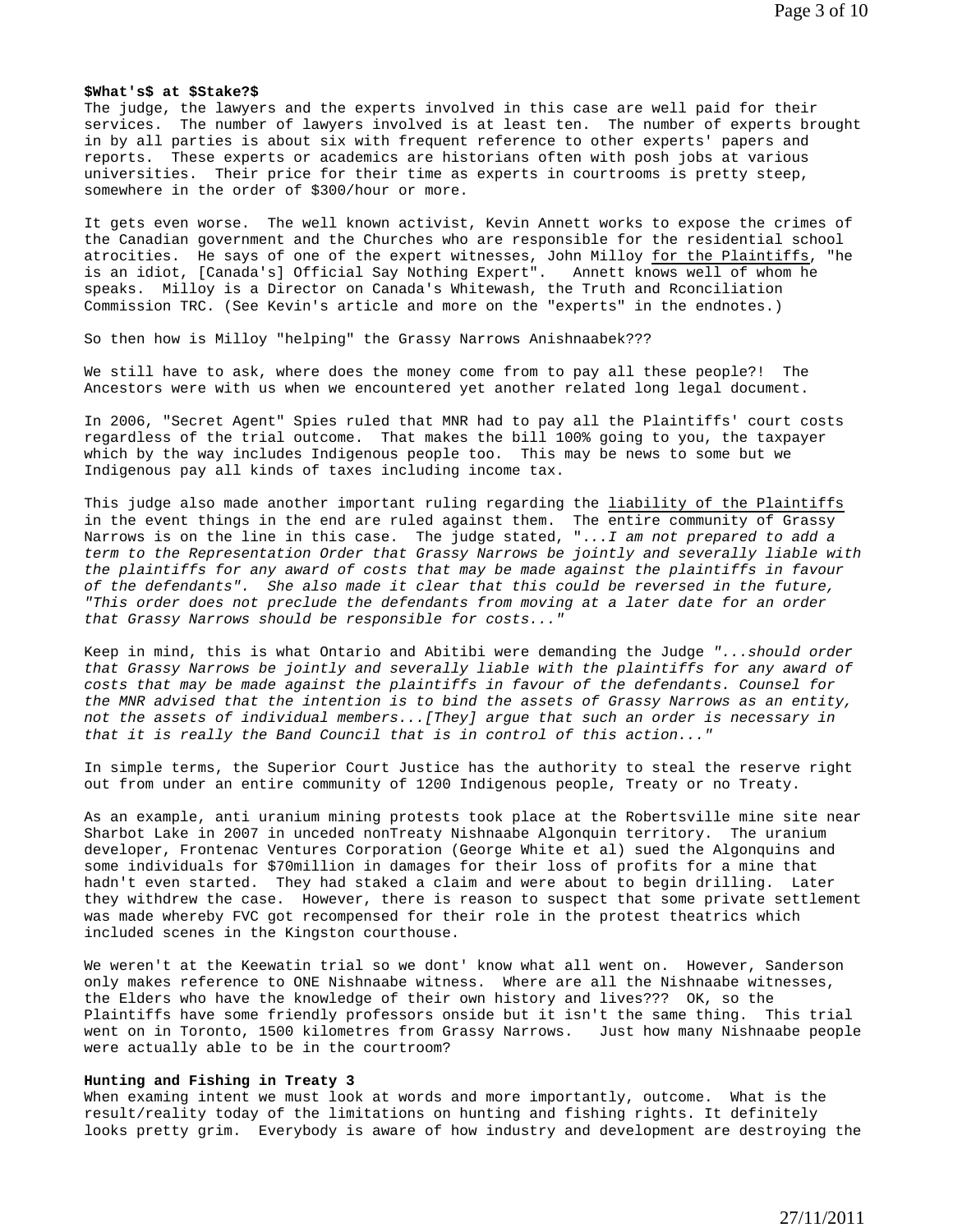**$What's$ at $Stake?$**

The judge, the lawyers and the experts involved in this case are well paid for their services. The number of lawyers involved is at least ten. The number of experts brought in by all parties is about six with frequent reference to other experts' papers and reports. These experts or academics are historians often with posh jobs at various universities. Their price for their time as experts in courtrooms is pretty steep, somewhere in the order of $300/hour or more.

It gets even worse. The well known activist, Kevin Annett works to expose the crimes of the Canadian government and the Churches who are responsible for the residential school atrocities. He says of one of the expert witnesses, John Milloy <u>for the Plaintiffs</u>, "he is an idiot, [Canada's] Official Say Nothing Expert". Annett knows well of whom he speaks. Milloy is a Director on Canada's Whitewash, the Truth and Rconciliation Commission TRC. (See Kevin's article and more on the "experts" in the endnotes.)

So then how is Milloy "helping" the Grassy Narrows Anishnaabek???

We still have to ask, where does the money come from to pay all these people?! The Ancestors were with us when we encountered yet another related long legal document.

In 2006, "Secret Agent" Spies ruled that MNR had to pay all the Plaintiffs' court costs regardless of the trial outcome. That makes the bill 100% going to you, the taxpayer which by the way includes Indigenous people too. This may be news to some but we Indigenous pay all kinds of taxes including income tax.

This judge also made another important ruling regarding the <u>liability of the Plaintiffs</u> in the event things in the end are ruled against them. The entire community of Grassy Narrows is on the line in this case. The judge stated, "*...I am not prepared to add a term to the Representation Order that Grassy Narrows be jointly and severally liable with the plaintiffs for any award of costs that may be made against the plaintiffs in favour of the defendants". She also made it clear that this could be reversed in the future, "This order does not preclude the defendants from moving at a later date for an order that Grassy Narrows should be responsible for costs...*"

Keep in mind, this is what Ontario and Abitibi were demanding the Judge *"...should order that Grassy Narrows be jointly and severally liable with the plaintiffs for any award of costs that may be made against the plaintiffs in favour of the defendants. Counsel for the MNR advised that the intention is to bind the assets of Grassy Narrows as an entity, not the assets of individual members...[They] argue that such an order is necessary in that it is really the Band Council that is in control of this action..."*

In simple terms, the Superior Court Justice has the authority to steal the reserve right out from under an entire community of 1200 Indigenous people, Treaty or no Treaty.

As an example, anti uranium mining protests took place at the Robertsville mine site near Sharbot Lake in 2007 in unceded nonTreaty Nishnaabe Algonquin territory. The uranium developer, Frontenac Ventures Corporation (George White et al) sued the Algonquins and some individuals for $70million in damages for their loss of profits for a mine that hadn't even started. They had staked a claim and were about to begin drilling. Later they withdrew the case. However, there is reason to suspect that some private settlement was made whereby FVC got recompensed for their role in the protest theatrics which included scenes in the Kingston courthouse.

We weren't at the Keewatin trial so we dont' know what all went on. However, Sanderson only makes reference to ONE Nishnaabe witness. Where are all the Nishnaabe witnesses, the Elders who have the knowledge of their own history and lives??? OK, so the Plaintiffs have some friendly professors onside but it isn't the same thing. This trial went on in Toronto, 1500 kilometres from Grassy Narrows. Just how many Nishnaabe people were actually able to be in the courtroom?

**Hunting and Fishing in Treaty 3**

When examing intent we must look at words and more importantly, outcome. What is the result/reality today of the limitations on hunting and fishing rights. It definitely looks pretty grim. Everybody is aware of how industry and development are destroying the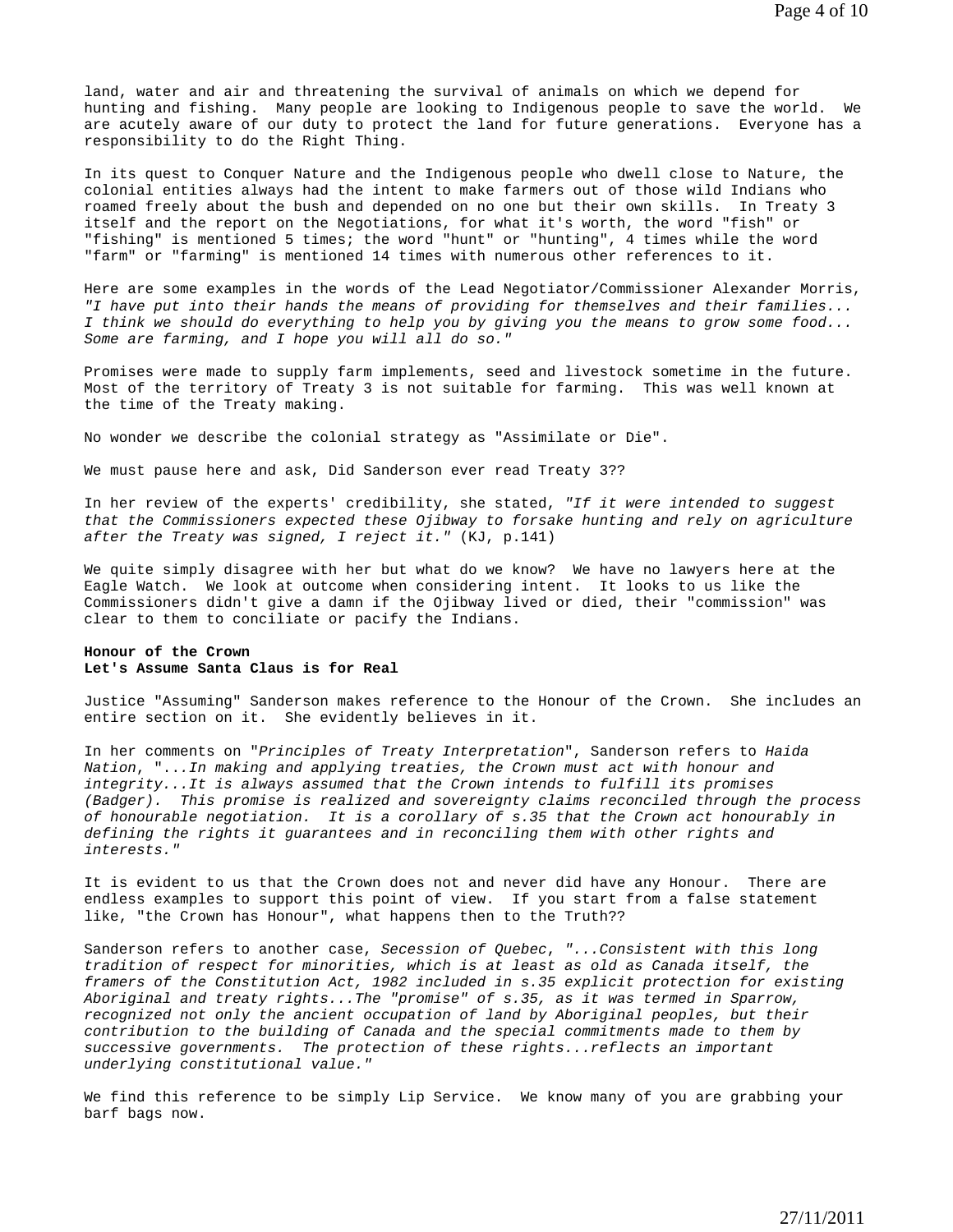land, water and air and threatening the survival of animals on which we depend for hunting and fishing. Many people are looking to Indigenous people to save the world. We are acutely aware of our duty to protect the land for future generations. Everyone has a responsibility to do the Right Thing.

In its quest to Conquer Nature and the Indigenous people who dwell close to Nature, the colonial entities always had the intent to make farmers out of those wild Indians who roamed freely about the bush and depended on no one but their own skills. In Treaty 3 itself and the report on the Negotiations, for what it's worth, the word "fish" or "fishing" is mentioned 5 times; the word "hunt" or "hunting", 4 times while the word "farm" or "farming" is mentioned 14 times with numerous other references to it.

Here are some examples in the words of the Lead Negotiator/Commissioner Alexander Morris, *"I have put into their hands the means of providing for themselves and their families... I think we should do everything to help you by giving you the means to grow some food... Some are farming, and I hope you will all do so."*

Promises were made to supply farm implements, seed and livestock sometime in the future. Most of the territory of Treaty 3 is not suitable for farming. This was well known at the time of the Treaty making.

No wonder we describe the colonial strategy as "Assimilate or Die".

We must pause here and ask, Did Sanderson ever read Treaty 3??

In her review of the experts' credibility, she stated, *"If it were intended to suggest that the Commissioners expected these Ojibway to forsake hunting and rely on agriculture after the Treaty was signed, I reject it."* (KJ, p.141)

We quite simply disagree with her but what do we know? We have no lawyers here at the Eagle Watch. We look at outcome when considering intent. It looks to us like the Commissioners didn't give a damn if the Ojibway lived or died, their "commission" was clear to them to conciliate or pacify the Indians.

**Honour of the Crown**
**Let's Assume Santa Claus is for Real**

Justice "Assuming" Sanderson makes reference to the Honour of the Crown. She includes an entire section on it. She evidently believes in it.

In her comments on "*Principles of Treaty Interpretation*", Sanderson refers to *Haida Nation*, "*...In making and applying treaties, the Crown must act with honour and integrity...It is always assumed that the Crown intends to fulfill its promises (Badger). This promise is realized and sovereignty claims reconciled through the process of honourable negotiation. It is a corollary of s.35 that the Crown act honourably in defining the rights it guarantees and in reconciling them with other rights and interests.*"

It is evident to us that the Crown does not and never did have any Honour. There are endless examples to support this point of view. If you start from a false statement like, "the Crown has Honour", what happens then to the Truth??

Sanderson refers to another case, *Secession of Quebec*, "*...Consistent with this long tradition of respect for minorities, which is at least as old as Canada itself, the framers of the Constitution Act, 1982 included in s.35 explicit protection for existing Aboriginal and treaty rights...The "promise" of s.35, as it was termed in Sparrow, recognized not only the ancient occupation of land by Aboriginal peoples, but their contribution to the building of Canada and the special commitments made to them by successive governments. The protection of these rights...reflects an important underlying constitutional value.*"

We find this reference to be simply Lip Service. We know many of you are grabbing your barf bags now.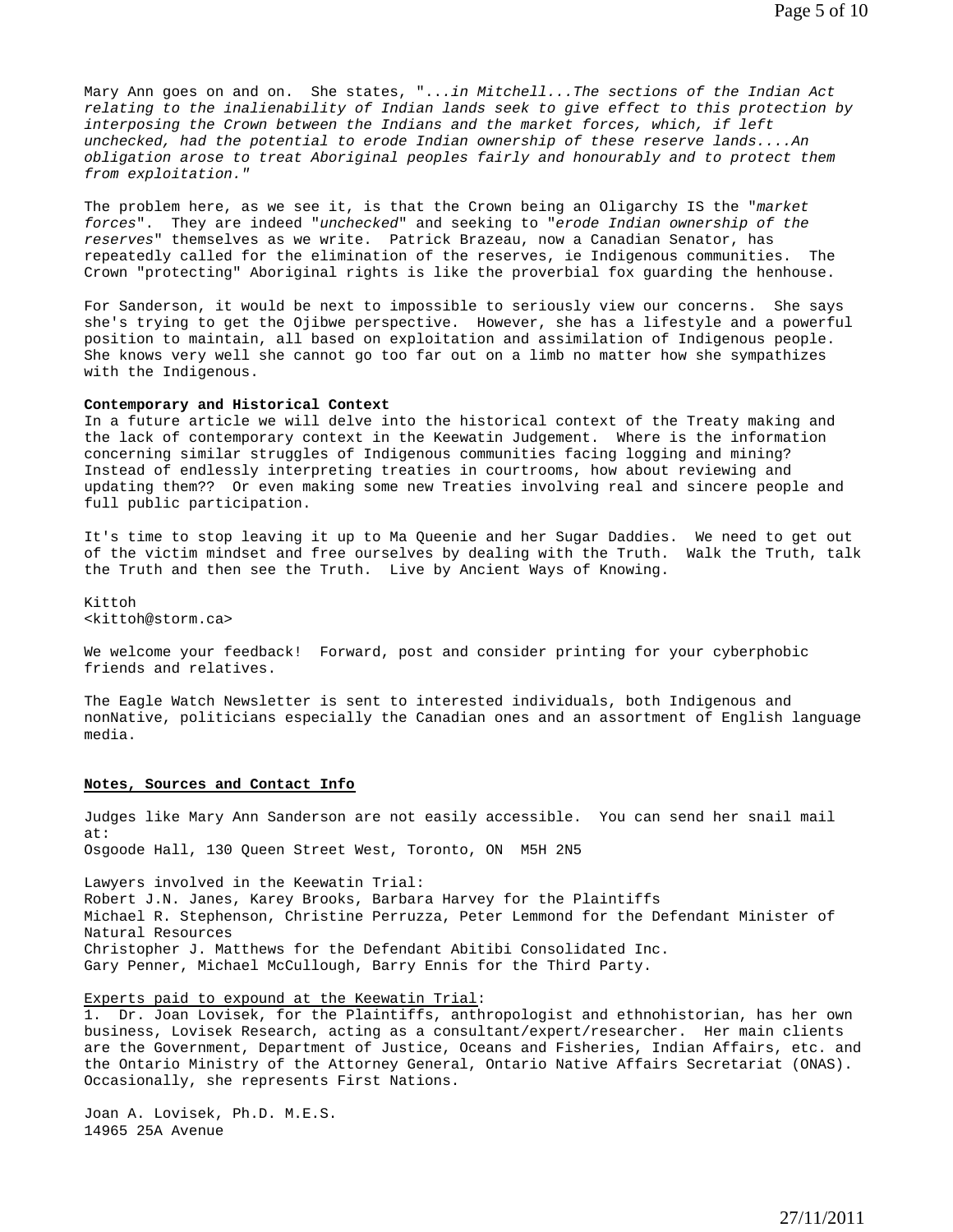Mary Ann goes on and on. She states, "...*in Mitchell...The sections of the Indian Act relating to the inalienability of Indian lands seek to give effect to this protection by interposing the Crown between the Indians and the market forces, which, if left unchecked, had the potential to erode Indian ownership of these reserve lands....An obligation arose to treat Aboriginal peoples fairly and honourably and to protect them from exploitation.*"

The problem here, as we see it, is that the Crown being an Oligarchy IS the "*market forces*". They are indeed "*unchecked*" and seeking to "*erode Indian ownership of the reserves*" themselves as we write. Patrick Brazeau, now a Canadian Senator, has repeatedly called for the elimination of the reserves, ie Indigenous communities. The Crown "protecting" Aboriginal rights is like the proverbial fox guarding the henhouse.

For Sanderson, it would be next to impossible to seriously view our concerns. She says she's trying to get the Ojibwe perspective. However, she has a lifestyle and a powerful position to maintain, all based on exploitation and assimilation of Indigenous people. She knows very well she cannot go too far out on a limb no matter how she sympathizes with the Indigenous.

**Contemporary and Historical Context**

In a future article we will delve into the historical context of the Treaty making and the lack of contemporary context in the Keewatin Judgement. Where is the information concerning similar struggles of Indigenous communities facing logging and mining? Instead of endlessly interpreting treaties in courtrooms, how about reviewing and updating them?? Or even making some new Treaties involving real and sincere people and full public participation.

It's time to stop leaving it up to Ma Queenie and her Sugar Daddies. We need to get out of the victim mindset and free ourselves by dealing with the Truth. Walk the Truth, talk the Truth and then see the Truth. Live by Ancient Ways of Knowing.

Kittoh
<kittoh@storm.ca>

We welcome your feedback! Forward, post and consider printing for your cyberphobic friends and relatives.

The Eagle Watch Newsletter is sent to interested individuals, both Indigenous and nonNative, politicians especially the Canadian ones and an assortment of English language media.

**Notes, Sources and Contact Info**

Judges like Mary Ann Sanderson are not easily accessible. You can send her snail mail at:
Osgoode Hall, 130 Queen Street West, Toronto, ON M5H 2N5

Lawyers involved in the Keewatin Trial:
Robert J.N. Janes, Karey Brooks, Barbara Harvey for the Plaintiffs
Michael R. Stephenson, Christine Perruzza, Peter Lemmond for the Defendant Minister of Natural Resources
Christopher J. Matthews for the Defendant Abitibi Consolidated Inc.
Gary Penner, Michael McCullough, Barry Ennis for the Third Party.

Experts paid to expound at the Keewatin Trial:

1. Dr. Joan Lovisek, for the Plaintiffs, anthropologist and ethnohistorian, has her own business, Lovisek Research, acting as a consultant/expert/researcher. Her main clients are the Government, Department of Justice, Oceans and Fisheries, Indian Affairs, etc. and the Ontario Ministry of the Attorney General, Ontario Native Affairs Secretariat (ONAS). Occasionally, she represents First Nations.

Joan A. Lovisek, Ph.D. M.E.S.
14965 25A Avenue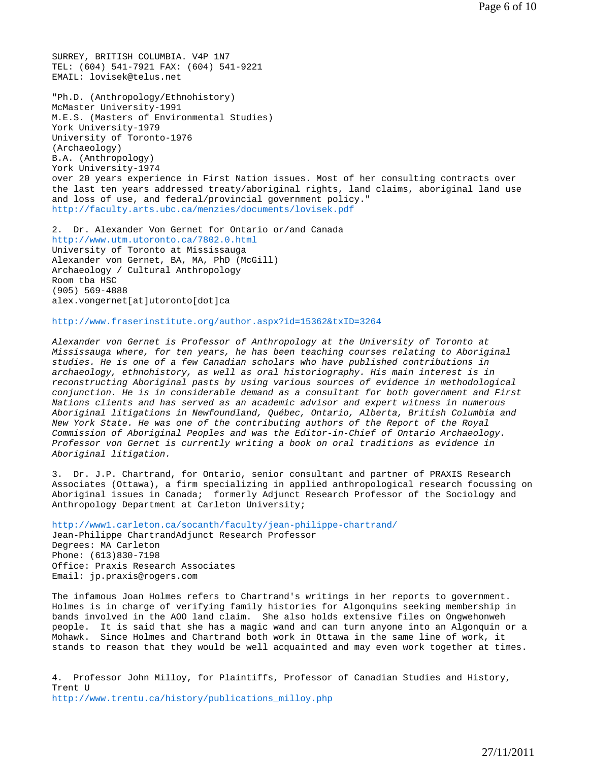SURREY, BRITISH COLUMBIA. V4P 1N7
TEL: (604) 541-7921 FAX: (604) 541-9221
EMAIL: lovisek@telus.net

"Ph.D. (Anthropology/Ethnohistory)
McMaster University-1991
M.E.S. (Masters of Environmental Studies)
York University-1979
University of Toronto-1976
(Archaeology)
B.A. (Anthropology)
York University-1974
over 20 years experience in First Nation issues. Most of her consulting contracts over the last ten years addressed treaty/aboriginal rights, land claims, aboriginal land use and loss of use, and federal/provincial government policy."
http://faculty.arts.ubc.ca/menzies/documents/lovisek.pdf

2. Dr. Alexander Von Gernet for Ontario or/and Canada
http://www.utm.utoronto.ca/7802.0.html
University of Toronto at Mississauga
Alexander von Gernet, BA, MA, PhD (McGill)
Archaeology / Cultural Anthropology
Room tba HSC
(905) 569-4888
alex.vongernet[at]utoronto[dot]ca

http://www.fraserinstitute.org/author.aspx?id=15362&txID=3264

*Alexander von Gernet is Professor of Anthropology at the University of Toronto at Mississauga where, for ten years, he has been teaching courses relating to Aboriginal studies. He is one of a few Canadian scholars who have published contributions in archaeology, ethnohistory, as well as oral historiography. His main interest is in reconstructing Aboriginal pasts by using various sources of evidence in methodological conjunction. He is in considerable demand as a consultant for both government and First Nations clients and has served as an academic advisor and expert witness in numerous Aboriginal litigations in Newfoundland, Québec, Ontario, Alberta, British Columbia and New York State. He was one of the contributing authors of the Report of the Royal Commission of Aboriginal Peoples and was the Editor-in-Chief of Ontario Archaeology. Professor von Gernet is currently writing a book on oral traditions as evidence in Aboriginal litigation.*

3. Dr. J.P. Chartrand, for Ontario, senior consultant and partner of PRAXIS Research Associates (Ottawa), a firm specializing in applied anthropological research focussing on Aboriginal issues in Canada; formerly Adjunct Research Professor of the Sociology and Anthropology Department at Carleton University;

http://www1.carleton.ca/socanth/faculty/jean-philippe-chartrand/
Jean-Philippe ChartrandAdjunct Research Professor
Degrees: MA Carleton
Phone: (613)830-7198
Office: Praxis Research Associates
Email: jp.praxis@rogers.com

The infamous Joan Holmes refers to Chartrand's writings in her reports to government. Holmes is in charge of verifying family histories for Algonquins seeking membership in bands involved in the AOO land claim. She also holds extensive files on Ongwehonweh people. It is said that she has a magic wand and can turn anyone into an Algonquin or a Mohawk. Since Holmes and Chartrand both work in Ottawa in the same line of work, it stands to reason that they would be well acquainted and may even work together at times.

4. Professor John Milloy, for Plaintiffs, Professor of Canadian Studies and History, Trent U
http://www.trentu.ca/history/publications_milloy.php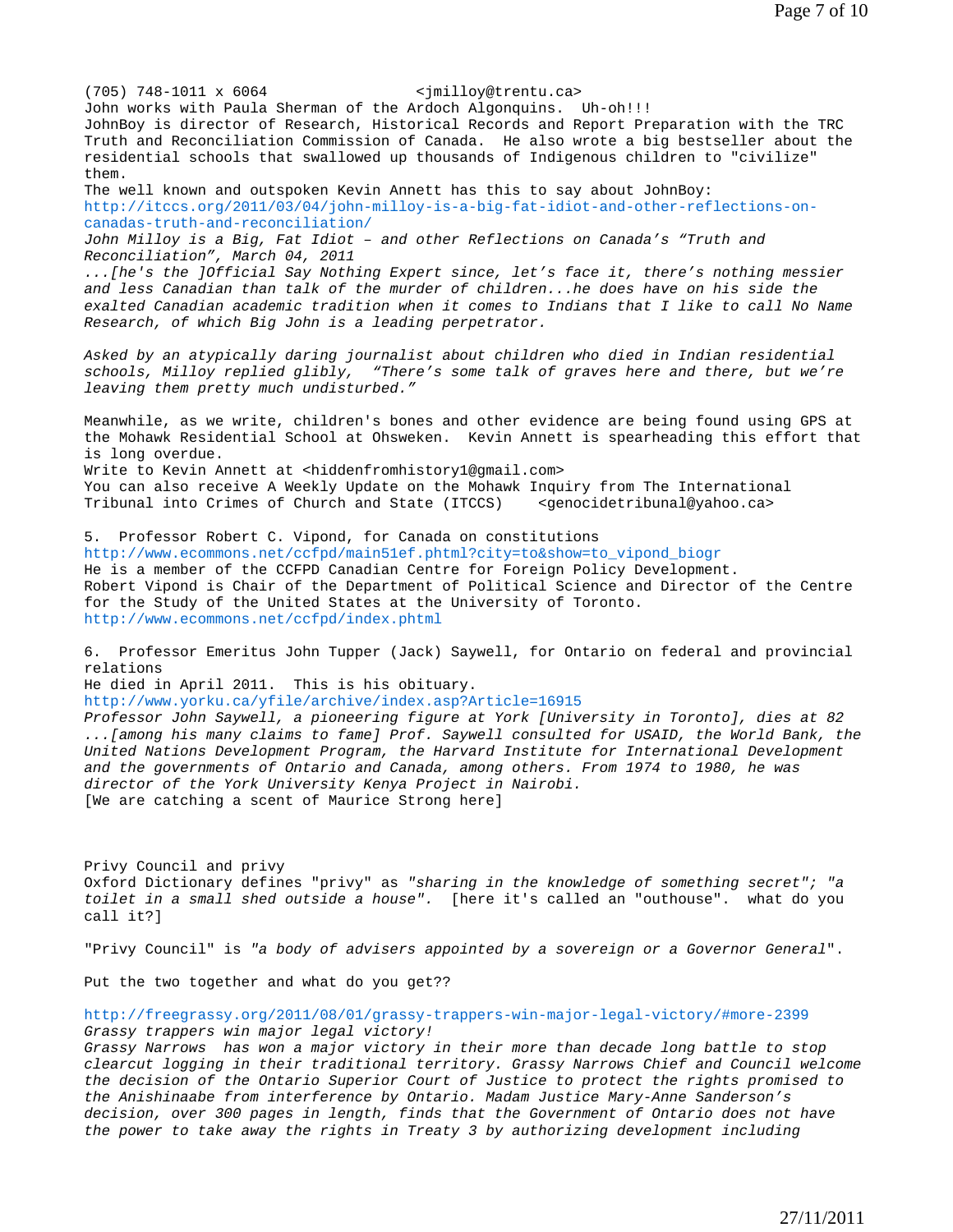(705) 748-1011 x 6064 <jmilloy@trentu.ca>
John works with Paula Sherman of the Ardoch Algonquins. Uh-oh!!!
JohnBoy is director of Research, Historical Records and Report Preparation with the TRC Truth and Reconciliation Commission of Canada. He also wrote a big bestseller about the residential schools that swallowed up thousands of Indigenous children to "civilize" them.
The well known and outspoken Kevin Annett has this to say about JohnBoy:
http://itccs.org/2011/03/04/john-milloy-is-a-big-fat-idiot-and-other-reflections-on-canadas-truth-and-reconciliation/
*John Milloy is a Big, Fat Idiot – and other Reflections on Canada's "Truth and Reconciliation", March 04, 2011*
*...[he's the ]Official Say Nothing Expert since, let's face it, there's nothing messier and less Canadian than talk of the murder of children...he does have on his side the exalted Canadian academic tradition when it comes to Indians that I like to call No Name Research, of which Big John is a leading perpetrator.*

*Asked by an atypically daring journalist about children who died in Indian residential schools, Milloy replied glibly, "There's some talk of graves here and there, but we're leaving them pretty much undisturbed."*

Meanwhile, as we write, children's bones and other evidence are being found using GPS at the Mohawk Residential School at Ohsweken. Kevin Annett is spearheading this effort that is long overdue.
Write to Kevin Annett at <hiddenfromhistory1@gmail.com>
You can also receive A Weekly Update on the Mohawk Inquiry from The International Tribunal into Crimes of Church and State (ITCCS) <genocidetribunal@yahoo.ca>

5. Professor Robert C. Vipond, for Canada on constitutions
http://www.ecommons.net/ccfpd/main51ef.phtml?city=to&show=to_vipond_biogr
He is a member of the CCFPD Canadian Centre for Foreign Policy Development.
Robert Vipond is Chair of the Department of Political Science and Director of the Centre for the Study of the United States at the University of Toronto.
http://www.ecommons.net/ccfpd/index.phtml

6. Professor Emeritus John Tupper (Jack) Saywell, for Ontario on federal and provincial relations
He died in April 2011. This is his obituary.
http://www.yorku.ca/yfile/archive/index.asp?Article=16915
*Professor John Saywell, a pioneering figure at York [University in Toronto], dies at 82 ...[among his many claims to fame] Prof. Saywell consulted for USAID, the World Bank, the United Nations Development Program, the Harvard Institute for International Development and the governments of Ontario and Canada, among others. From 1974 to 1980, he was director of the York University Kenya Project in Nairobi.*
[We are catching a scent of Maurice Strong here]

Privy Council and privy
Oxford Dictionary defines "privy" as *"sharing in the knowledge of something secret"; "a toilet in a small shed outside a house".* [here it's called an "outhouse". what do you call it?]

"Privy Council" is *"a body of advisers appointed by a sovereign or a Governor General*".

Put the two together and what do you get??

http://freegrassy.org/2011/08/01/grassy-trappers-win-major-legal-victory/#more-2399
*Grassy trappers win major legal victory!*
*Grassy Narrows has won a major victory in their more than decade long battle to stop clearcut logging in their traditional territory. Grassy Narrows Chief and Council welcome the decision of the Ontario Superior Court of Justice to protect the rights promised to the Anishinaabe from interference by Ontario. Madam Justice Mary-Anne Sanderson's decision, over 300 pages in length, finds that the Government of Ontario does not have the power to take away the rights in Treaty 3 by authorizing development including*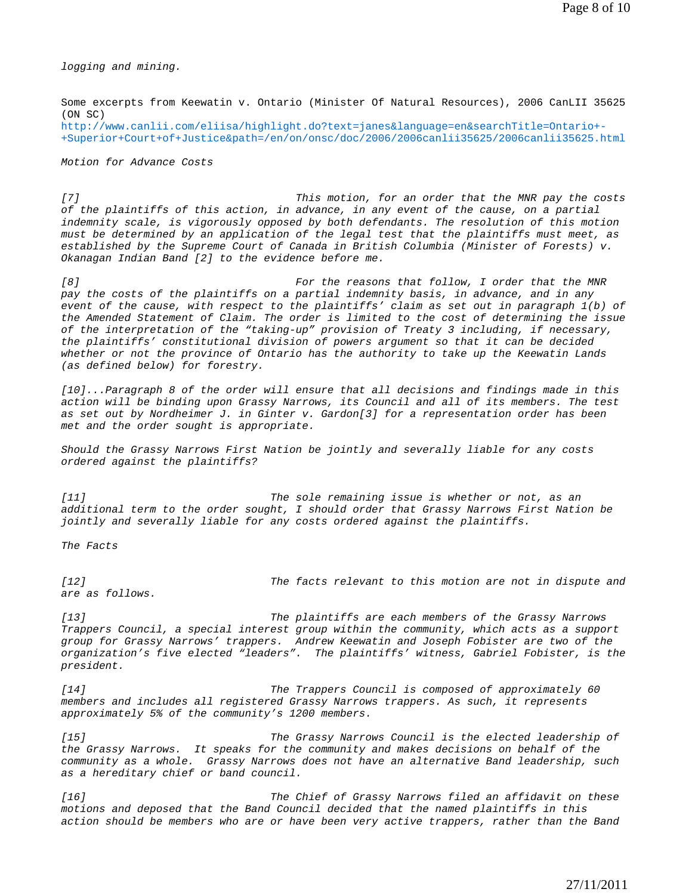*logging and mining.*

Some excerpts from Keewatin v. Ontario (Minister Of Natural Resources), 2006 CanLII 35625 (ON SC)
http://www.canlii.com/eliisa/highlight.do?text=janes&language=en&searchTitle=Ontario+-+Superior+Court+of+Justice&path=/en/on/onsc/doc/2006/2006canlii35625/2006canlii35625.html

*Motion for Advance Costs*

*[7] This motion, for an order that the MNR pay the costs of the plaintiffs of this action, in advance, in any event of the cause, on a partial indemnity scale, is vigorously opposed by both defendants. The resolution of this motion must be determined by an application of the legal test that the plaintiffs must meet, as established by the Supreme Court of Canada in British Columbia (Minister of Forests) v. Okanagan Indian Band [2] to the evidence before me.*

*[8] For the reasons that follow, I order that the MNR pay the costs of the plaintiffs on a partial indemnity basis, in advance, and in any event of the cause, with respect to the plaintiffs' claim as set out in paragraph 1(b) of the Amended Statement of Claim. The order is limited to the cost of determining the issue of the interpretation of the "taking-up" provision of Treaty 3 including, if necessary, the plaintiffs' constitutional division of powers argument so that it can be decided whether or not the province of Ontario has the authority to take up the Keewatin Lands (as defined below) for forestry.*

*[10]...Paragraph 8 of the order will ensure that all decisions and findings made in this action will be binding upon Grassy Narrows, its Council and all of its members. The test as set out by Nordheimer J. in Ginter v. Gardon[3] for a representation order has been met and the order sought is appropriate.*

*Should the Grassy Narrows First Nation be jointly and severally liable for any costs ordered against the plaintiffs?*

*[11] The sole remaining issue is whether or not, as an additional term to the order sought, I should order that Grassy Narrows First Nation be jointly and severally liable for any costs ordered against the plaintiffs.*

*The Facts*

*[12] The facts relevant to this motion are not in dispute and are as follows.*

*[13] The plaintiffs are each members of the Grassy Narrows Trappers Council, a special interest group within the community, which acts as a support group for Grassy Narrows' trappers. Andrew Keewatin and Joseph Fobister are two of the organization's five elected "leaders". The plaintiffs' witness, Gabriel Fobister, is the president.*

*[14] The Trappers Council is composed of approximately 60 members and includes all registered Grassy Narrows trappers. As such, it represents approximately 5% of the community's 1200 members.*

*[15] The Grassy Narrows Council is the elected leadership of the Grassy Narrows. It speaks for the community and makes decisions on behalf of the community as a whole. Grassy Narrows does not have an alternative Band leadership, such as a hereditary chief or band council.*

*[16] The Chief of Grassy Narrows filed an affidavit on these motions and deposed that the Band Council decided that the named plaintiffs in this action should be members who are or have been very active trappers, rather than the Band*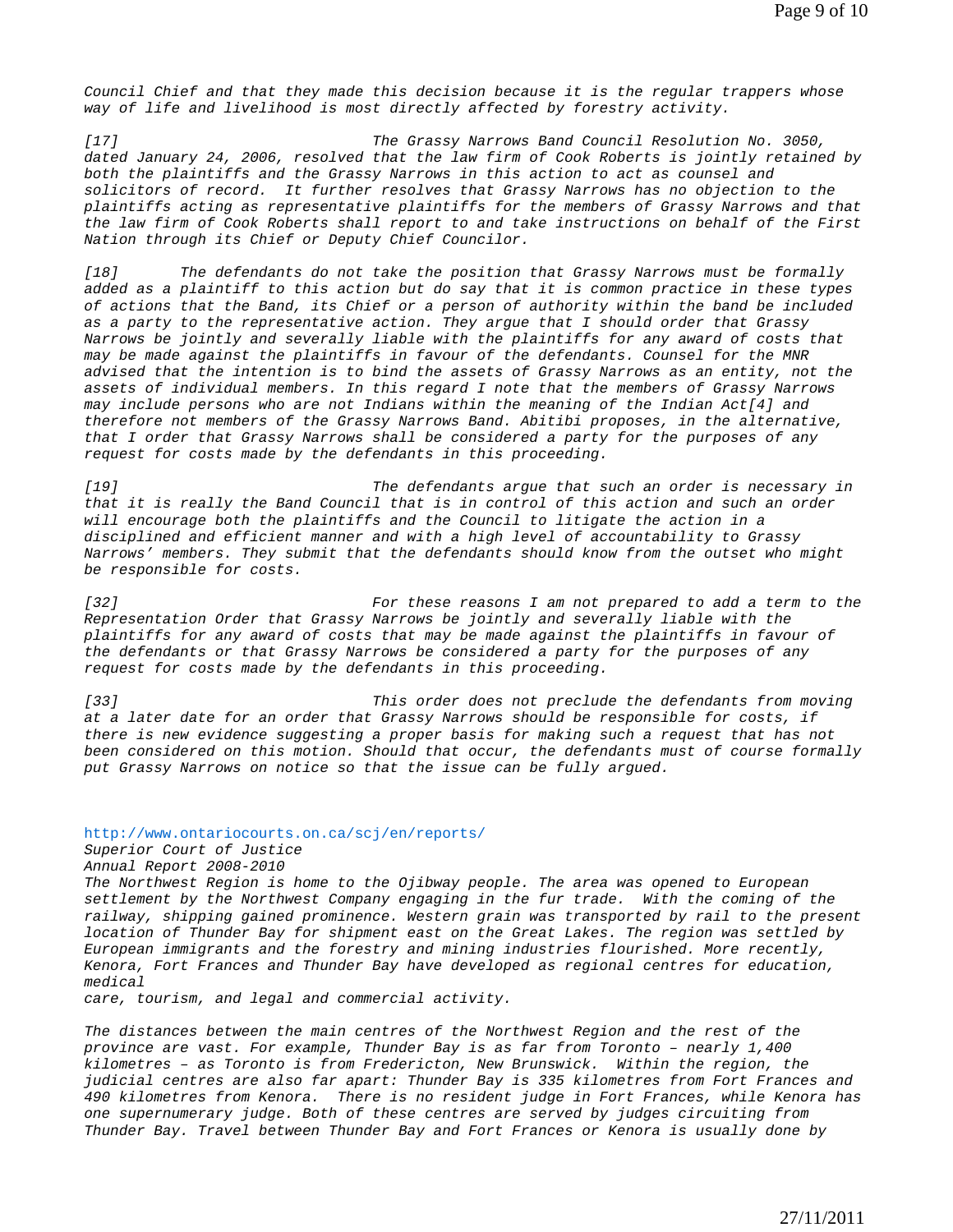*Council Chief and that they made this decision because it is the regular trappers whose way of life and livelihood is most directly affected by forestry activity.*

*[17] The Grassy Narrows Band Council Resolution No. 3050, dated January 24, 2006, resolved that the law firm of Cook Roberts is jointly retained by both the plaintiffs and the Grassy Narrows in this action to act as counsel and solicitors of record. It further resolves that Grassy Narrows has no objection to the plaintiffs acting as representative plaintiffs for the members of Grassy Narrows and that the law firm of Cook Roberts shall report to and take instructions on behalf of the First Nation through its Chief or Deputy Chief Councilor.*

*[18] The defendants do not take the position that Grassy Narrows must be formally added as a plaintiff to this action but do say that it is common practice in these types of actions that the Band, its Chief or a person of authority within the band be included as a party to the representative action. They argue that I should order that Grassy Narrows be jointly and severally liable with the plaintiffs for any award of costs that may be made against the plaintiffs in favour of the defendants. Counsel for the MNR advised that the intention is to bind the assets of Grassy Narrows as an entity, not the assets of individual members. In this regard I note that the members of Grassy Narrows may include persons who are not Indians within the meaning of the Indian Act[4] and therefore not members of the Grassy Narrows Band. Abitibi proposes, in the alternative, that I order that Grassy Narrows shall be considered a party for the purposes of any request for costs made by the defendants in this proceeding.*

*[19] The defendants argue that such an order is necessary in that it is really the Band Council that is in control of this action and such an order will encourage both the plaintiffs and the Council to litigate the action in a disciplined and efficient manner and with a high level of accountability to Grassy Narrows' members. They submit that the defendants should know from the outset who might be responsible for costs.*

*[32] For these reasons I am not prepared to add a term to the Representation Order that Grassy Narrows be jointly and severally liable with the plaintiffs for any award of costs that may be made against the plaintiffs in favour of the defendants or that Grassy Narrows be considered a party for the purposes of any request for costs made by the defendants in this proceeding.*

*[33] This order does not preclude the defendants from moving at a later date for an order that Grassy Narrows should be responsible for costs, if there is new evidence suggesting a proper basis for making such a request that has not been considered on this motion. Should that occur, the defendants must of course formally put Grassy Narrows on notice so that the issue can be fully argued.*

http://www.ontariocourts.on.ca/scj/en/reports/

*Superior Court of Justice*
*Annual Report 2008-2010*

*The Northwest Region is home to the Ojibway people. The area was opened to European settlement by the Northwest Company engaging in the fur trade. With the coming of the railway, shipping gained prominence. Western grain was transported by rail to the present location of Thunder Bay for shipment east on the Great Lakes. The region was settled by European immigrants and the forestry and mining industries flourished. More recently, Kenora, Fort Frances and Thunder Bay have developed as regional centres for education, medical care, tourism, and legal and commercial activity.*

*The distances between the main centres of the Northwest Region and the rest of the province are vast. For example, Thunder Bay is as far from Toronto – nearly 1,400 kilometres – as Toronto is from Fredericton, New Brunswick. Within the region, the judicial centres are also far apart: Thunder Bay is 335 kilometres from Fort Frances and 490 kilometres from Kenora. There is no resident judge in Fort Frances, while Kenora has one supernumerary judge. Both of these centres are served by judges circuiting from Thunder Bay. Travel between Thunder Bay and Fort Frances or Kenora is usually done by*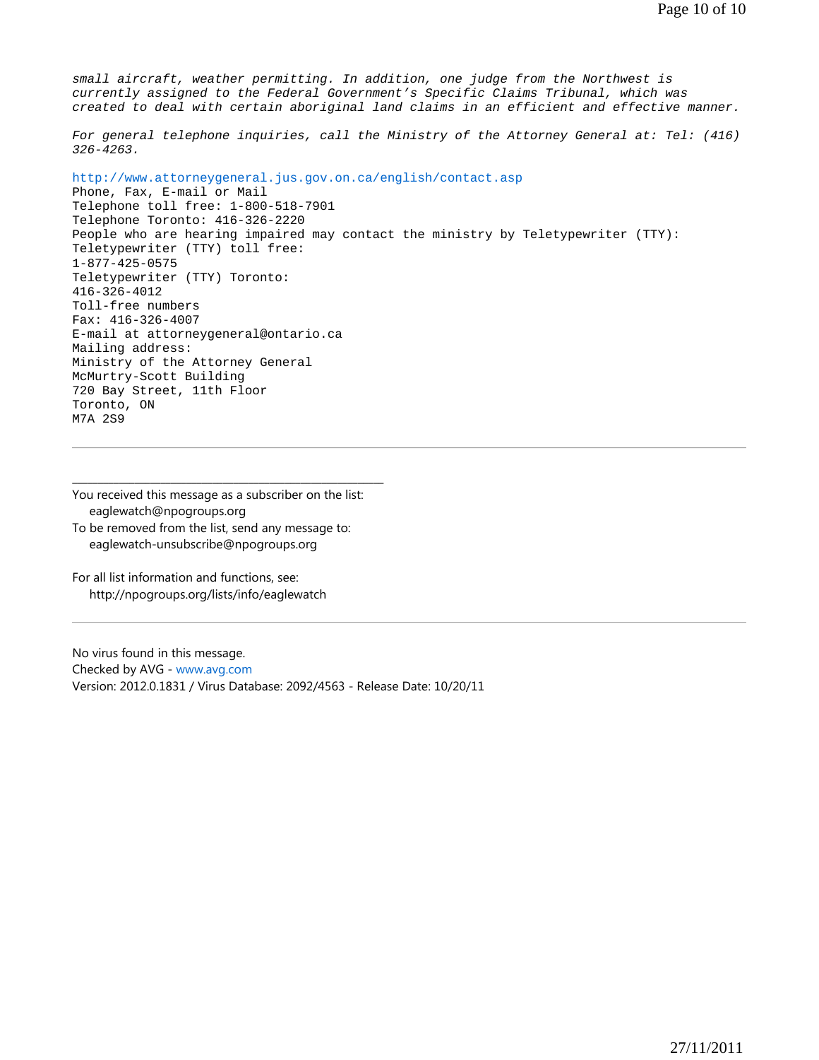*small aircraft, weather permitting. In addition, one judge from the Northwest is currently assigned to the Federal Government's Specific Claims Tribunal, which was created to deal with certain aboriginal land claims in an efficient and effective manner.*

*For general telephone inquiries, call the Ministry of the Attorney General at: Tel: (416) 326-4263.*

http://www.attorneygeneral.jus.gov.on.ca/english/contact.asp
Phone, Fax, E-mail or Mail
Telephone toll free: 1-800-518-7901
Telephone Toronto: 416-326-2220
People who are hearing impaired may contact the ministry by Teletypewriter (TTY):
Teletypewriter (TTY) toll free:
1-877-425-0575
Teletypewriter (TTY) Toronto:
416-326-4012
Toll-free numbers
Fax: 416-326-4007
E-mail at attorneygeneral@ontario.ca
Mailing address:
Ministry of the Attorney General
McMurtry-Scott Building
720 Bay Street, 11th Floor
Toronto, ON
M7A 2S9

---

______________________________________________

You received this message as a subscriber on the list:
eaglewatch@npogroups.org
To be removed from the list, send any message to:
eaglewatch-unsubscribe@npogroups.org

For all list information and functions, see:
http://npogroups.org/lists/info/eaglewatch

---

No virus found in this message.
Checked by AVG - www.avg.com
Version: 2012.0.1831 / Virus Database: 2092/4563 - Release Date: 10/20/11